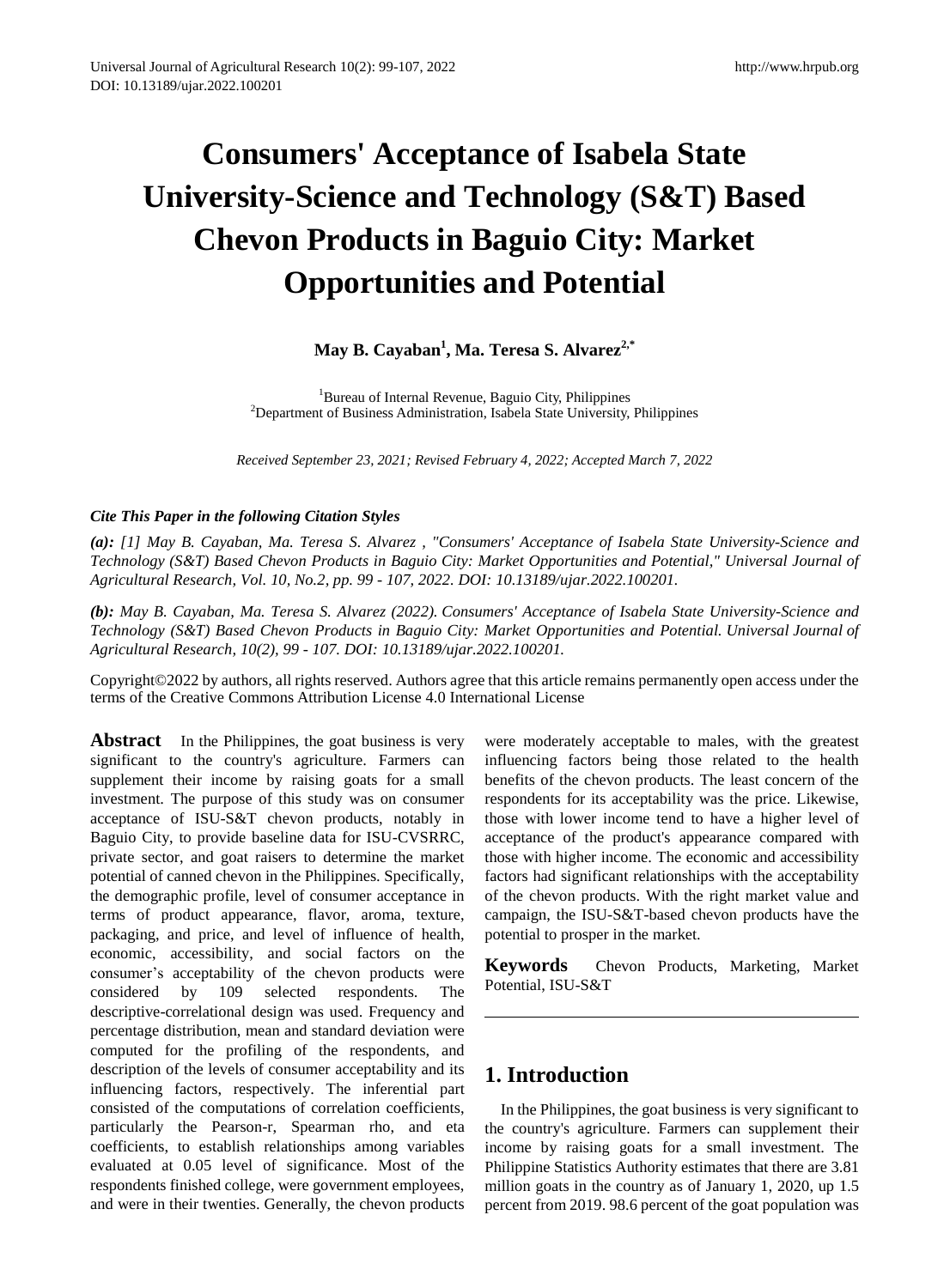# Consumers' Acceptance of Isabela State University-Science and Technology (S&T) Based Chevon Products in Baguio City: Market Opportunities and Potential

**May B. Cayaban[1], Ma. Teresa S. Alvarez[2,*]**

[1]Bureau of Internal Revenue, Baguio City, Philippines
[2]Department of Business Administration, Isabela State University, Philippines

*Received September 23, 2021; Revised February 4, 2022; Accepted March 7, 2022*

***Cite This Paper in the following Citation Styles***

***(a):*** *[1] May B. Cayaban, Ma. Teresa S. Alvarez , "Consumers' Acceptance of Isabela State University-Science and Technology (S&T) Based Chevon Products in Baguio City: Market Opportunities and Potential," Universal Journal of Agricultural Research, Vol. 10, No.2, pp. 99 - 107, 2022. DOI: 10.13189/ujar.2022.100201.*

***(b):*** *May B. Cayaban, Ma. Teresa S. Alvarez (2022). Consumers' Acceptance of Isabela State University-Science and Technology (S&T) Based Chevon Products in Baguio City: Market Opportunities and Potential. Universal Journal of Agricultural Research, 10(2), 99 - 107. DOI: 10.13189/ujar.2022.100201.*

Copyright©2022 by authors, all rights reserved. Authors agree that this article remains permanently open access under the terms of the Creative Commons Attribution License 4.0 International License

**Abstract** In the Philippines, the goat business is very significant to the country's agriculture. Farmers can supplement their income by raising goats for a small investment. The purpose of this study was on consumer acceptance of ISU-S&T chevon products, notably in Baguio City, to provide baseline data for ISU-CVSRRC, private sector, and goat raisers to determine the market potential of canned chevon in the Philippines. Specifically, the demographic profile, level of consumer acceptance in terms of product appearance, flavor, aroma, texture, packaging, and price, and level of influence of health, economic, accessibility, and social factors on the consumer's acceptability of the chevon products were considered by 109 selected respondents. The descriptive-correlational design was used. Frequency and percentage distribution, mean and standard deviation were computed for the profiling of the respondents, and description of the levels of consumer acceptability and its influencing factors, respectively. The inferential part consisted of the computations of correlation coefficients, particularly the Pearson-r, Spearman rho, and eta coefficients, to establish relationships among variables evaluated at 0.05 level of significance. Most of the respondents finished college, were government employees, and were in their twenties. Generally, the chevon products were moderately acceptable to males, with the greatest influencing factors being those related to the health benefits of the chevon products. The least concern of the respondents for its acceptability was the price. Likewise, those with lower income tend to have a higher level of acceptance of the product's appearance compared with those with higher income. The economic and accessibility factors had significant relationships with the acceptability of the chevon products. With the right market value and campaign, the ISU-S&T-based chevon products have the potential to prosper in the market.

**Keywords** Chevon Products, Marketing, Market Potential, ISU-S&T

## 1. Introduction

In the Philippines, the goat business is very significant to the country's agriculture. Farmers can supplement their income by raising goats for a small investment. The Philippine Statistics Authority estimates that there are 3.81 million goats in the country as of January 1, 2020, up 1.5 percent from 2019. 98.6 percent of the goat population was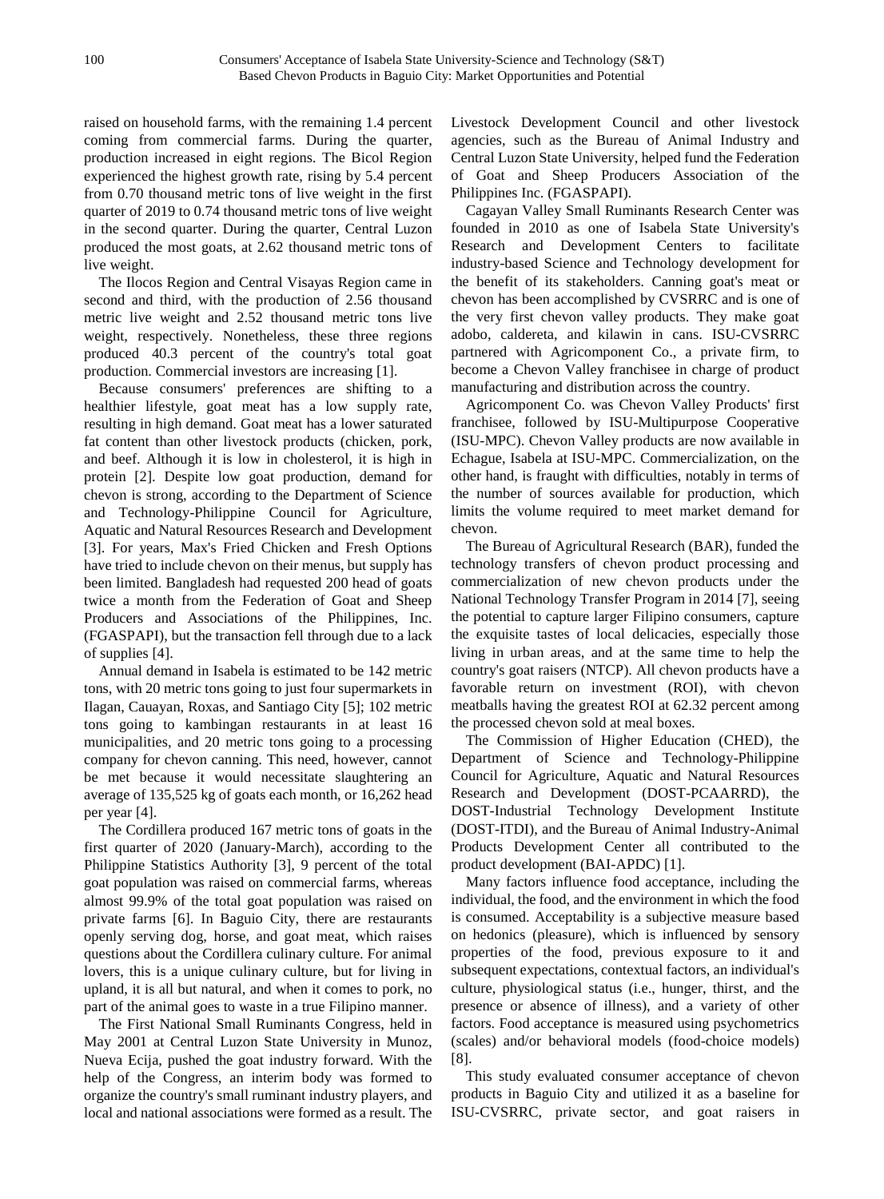raised on household farms, with the remaining 1.4 percent coming from commercial farms. During the quarter, production increased in eight regions. The Bicol Region experienced the highest growth rate, rising by 5.4 percent from 0.70 thousand metric tons of live weight in the first quarter of 2019 to 0.74 thousand metric tons of live weight in the second quarter. During the quarter, Central Luzon produced the most goats, at 2.62 thousand metric tons of live weight.

The Ilocos Region and Central Visayas Region came in second and third, with the production of 2.56 thousand metric live weight and 2.52 thousand metric tons live weight, respectively. Nonetheless, these three regions produced 40.3 percent of the country's total goat production. Commercial investors are increasing [1].

Because consumers' preferences are shifting to a healthier lifestyle, goat meat has a low supply rate, resulting in high demand. Goat meat has a lower saturated fat content than other livestock products (chicken, pork, and beef. Although it is low in cholesterol, it is high in protein [2]. Despite low goat production, demand for chevon is strong, according to the Department of Science and Technology-Philippine Council for Agriculture, Aquatic and Natural Resources Research and Development [3]. For years, Max's Fried Chicken and Fresh Options have tried to include chevon on their menus, but supply has been limited. Bangladesh had requested 200 head of goats twice a month from the Federation of Goat and Sheep Producers and Associations of the Philippines, Inc. (FGASPAPI), but the transaction fell through due to a lack of supplies [4].

Annual demand in Isabela is estimated to be 142 metric tons, with 20 metric tons going to just four supermarkets in Ilagan, Cauayan, Roxas, and Santiago City [5]; 102 metric tons going to kambingan restaurants in at least 16 municipalities, and 20 metric tons going to a processing company for chevon canning. This need, however, cannot be met because it would necessitate slaughtering an average of 135,525 kg of goats each month, or 16,262 head per year [4].

The Cordillera produced 167 metric tons of goats in the first quarter of 2020 (January-March), according to the Philippine Statistics Authority [3], 9 percent of the total goat population was raised on commercial farms, whereas almost 99.9% of the total goat population was raised on private farms [6]. In Baguio City, there are restaurants openly serving dog, horse, and goat meat, which raises questions about the Cordillera culinary culture. For animal lovers, this is a unique culinary culture, but for living in upland, it is all but natural, and when it comes to pork, no part of the animal goes to waste in a true Filipino manner.

The First National Small Ruminants Congress, held in May 2001 at Central Luzon State University in Munoz, Nueva Ecija, pushed the goat industry forward. With the help of the Congress, an interim body was formed to organize the country's small ruminant industry players, and local and national associations were formed as a result. The Livestock Development Council and other livestock agencies, such as the Bureau of Animal Industry and Central Luzon State University, helped fund the Federation of Goat and Sheep Producers Association of the Philippines Inc. (FGASPAPI).

Cagayan Valley Small Ruminants Research Center was founded in 2010 as one of Isabela State University's Research and Development Centers to facilitate industry-based Science and Technology development for the benefit of its stakeholders. Canning goat's meat or chevon has been accomplished by CVSRRC and is one of the very first chevon valley products. They make goat adobo, caldereta, and kilawin in cans. ISU-CVSRRC partnered with Agricomponent Co., a private firm, to become a Chevon Valley franchisee in charge of product manufacturing and distribution across the country.

Agricomponent Co. was Chevon Valley Products' first franchisee, followed by ISU-Multipurpose Cooperative (ISU-MPC). Chevon Valley products are now available in Echague, Isabela at ISU-MPC. Commercialization, on the other hand, is fraught with difficulties, notably in terms of the number of sources available for production, which limits the volume required to meet market demand for chevon.

The Bureau of Agricultural Research (BAR), funded the technology transfers of chevon product processing and commercialization of new chevon products under the National Technology Transfer Program in 2014 [7], seeing the potential to capture larger Filipino consumers, capture the exquisite tastes of local delicacies, especially those living in urban areas, and at the same time to help the country's goat raisers (NTCP). All chevon products have a favorable return on investment (ROI), with chevon meatballs having the greatest ROI at 62.32 percent among the processed chevon sold at meal boxes.

The Commission of Higher Education (CHED), the Department of Science and Technology-Philippine Council for Agriculture, Aquatic and Natural Resources Research and Development (DOST-PCAARRD), the DOST-Industrial Technology Development Institute (DOST-ITDI), and the Bureau of Animal Industry-Animal Products Development Center all contributed to the product development (BAI-APDC) [1].

Many factors influence food acceptance, including the individual, the food, and the environment in which the food is consumed. Acceptability is a subjective measure based on hedonics (pleasure), which is influenced by sensory properties of the food, previous exposure to it and subsequent expectations, contextual factors, an individual's culture, physiological status (i.e., hunger, thirst, and the presence or absence of illness), and a variety of other factors. Food acceptance is measured using psychometrics (scales) and/or behavioral models (food-choice models) [8].

This study evaluated consumer acceptance of chevon products in Baguio City and utilized it as a baseline for ISU-CVSRRC, private sector, and goat raisers in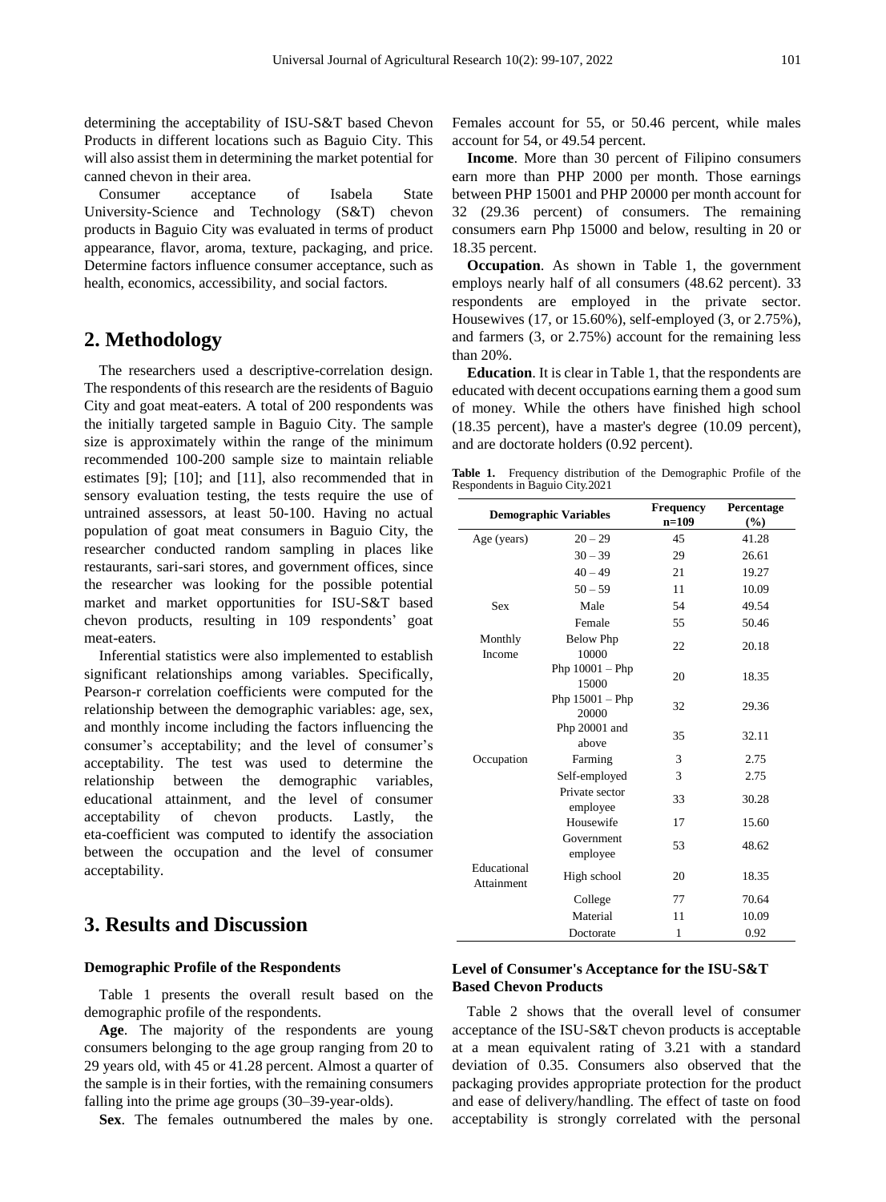determining the acceptability of ISU-S&T based Chevon Products in different locations such as Baguio City. This will also assist them in determining the market potential for canned chevon in their area.

Consumer acceptance of Isabela State University-Science and Technology (S&T) chevon products in Baguio City was evaluated in terms of product appearance, flavor, aroma, texture, packaging, and price. Determine factors influence consumer acceptance, such as health, economics, accessibility, and social factors.

## 2. Methodology

The researchers used a descriptive-correlation design. The respondents of this research are the residents of Baguio City and goat meat-eaters. A total of 200 respondents was the initially targeted sample in Baguio City. The sample size is approximately within the range of the minimum recommended 100-200 sample size to maintain reliable estimates [9]; [10]; and [11], also recommended that in sensory evaluation testing, the tests require the use of untrained assessors, at least 50-100. Having no actual population of goat meat consumers in Baguio City, the researcher conducted random sampling in places like restaurants, sari-sari stores, and government offices, since the researcher was looking for the possible potential market and market opportunities for ISU-S&T based chevon products, resulting in 109 respondents' goat meat-eaters.

Inferential statistics were also implemented to establish significant relationships among variables. Specifically, Pearson-r correlation coefficients were computed for the relationship between the demographic variables: age, sex, and monthly income including the factors influencing the consumer's acceptability; and the level of consumer's acceptability. The test was used to determine the relationship between the demographic variables, educational attainment, and the level of consumer acceptability of chevon products. Lastly, the eta-coefficient was computed to identify the association between the occupation and the level of consumer acceptability.

## 3. Results and Discussion

### Demographic Profile of the Respondents

Table 1 presents the overall result based on the demographic profile of the respondents.

**Age**. The majority of the respondents are young consumers belonging to the age group ranging from 20 to 29 years old, with 45 or 41.28 percent. Almost a quarter of the sample is in their forties, with the remaining consumers falling into the prime age groups (30–39-year-olds).

**Sex**. The females outnumbered the males by one. Females account for 55, or 50.46 percent, while males account for 54, or 49.54 percent.

**Income**. More than 30 percent of Filipino consumers earn more than PHP 2000 per month. Those earnings between PHP 15001 and PHP 20000 per month account for 32 (29.36 percent) of consumers. The remaining consumers earn Php 15000 and below, resulting in 20 or 18.35 percent.

**Occupation**. As shown in Table 1, the government employs nearly half of all consumers (48.62 percent). 33 respondents are employed in the private sector. Housewives (17, or 15.60%), self-employed (3, or 2.75%), and farmers (3, or 2.75%) account for the remaining less than 20%.

**Education**. It is clear in Table 1, that the respondents are educated with decent occupations earning them a good sum of money. While the others have finished high school (18.35 percent), have a master's degree (10.09 percent), and are doctorate holders (0.92 percent).

**Table 1.** Frequency distribution of the Demographic Profile of the Respondents in Baguio City.2021

| Demographic Variables | | Frequency n=109 | Percentage (%) |
|---|---|---|---|
| Age (years) | 20 – 29 | 45 | 41.28 |
| | 30 – 39 | 29 | 26.61 |
| | 40 – 49 | 21 | 19.27 |
| | 50 – 59 | 11 | 10.09 |
| Sex | Male | 54 | 49.54 |
| | Female | 55 | 50.46 |
| Monthly Income | Below Php 10000 | 22 | 20.18 |
| | Php 10001 – Php 15000 | 20 | 18.35 |
| | Php 15001 – Php 20000 | 32 | 29.36 |
| | Php 20001 and above | 35 | 32.11 |
| Occupation | Farming | 3 | 2.75 |
| | Self-employed | 3 | 2.75 |
| | Private sector employee | 33 | 30.28 |
| | Housewife | 17 | 15.60 |
| | Government employee | 53 | 48.62 |
| Educational Attainment | High school | 20 | 18.35 |
| | College | 77 | 70.64 |
| | Material | 11 | 10.09 |
| | Doctorate | 1 | 0.92 |

### Level of Consumer's Acceptance for the ISU-S&T Based Chevon Products

Table 2 shows that the overall level of consumer acceptance of the ISU-S&T chevon products is acceptable at a mean equivalent rating of 3.21 with a standard deviation of 0.35. Consumers also observed that the packaging provides appropriate protection for the product and ease of delivery/handling. The effect of taste on food acceptability is strongly correlated with the personal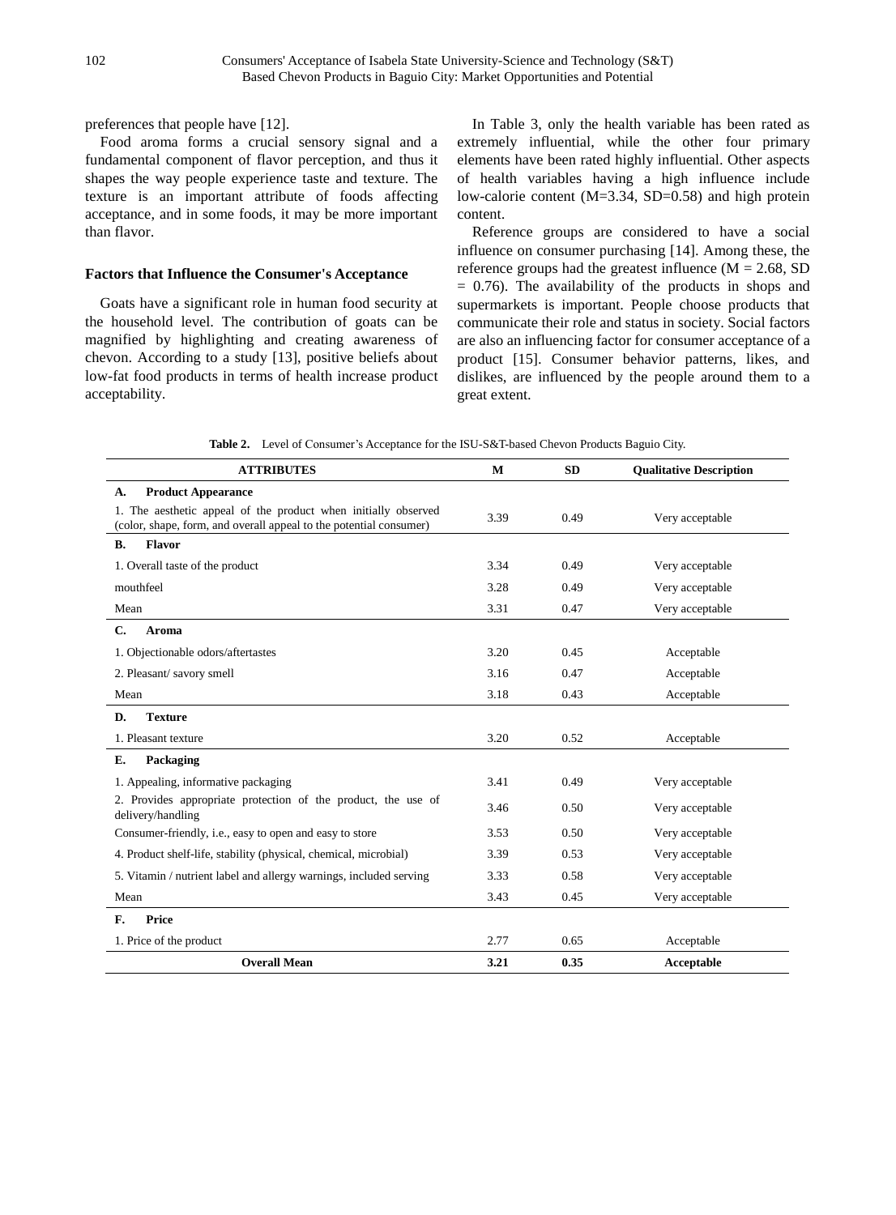preferences that people have [12].

Food aroma forms a crucial sensory signal and a fundamental component of flavor perception, and thus it shapes the way people experience taste and texture. The texture is an important attribute of foods affecting acceptance, and in some foods, it may be more important than flavor.

### Factors that Influence the Consumer's Acceptance

Goats have a significant role in human food security at the household level. The contribution of goats can be magnified by highlighting and creating awareness of chevon. According to a study [13], positive beliefs about low-fat food products in terms of health increase product acceptability.

In Table 3, only the health variable has been rated as extremely influential, while the other four primary elements have been rated highly influential. Other aspects of health variables having a high influence include low-calorie content (M=3.34, SD=0.58) and high protein content.

Reference groups are considered to have a social influence on consumer purchasing [14]. Among these, the reference groups had the greatest influence (M = 2.68, SD = 0.76). The availability of the products in shops and supermarkets is important. People choose products that communicate their role and status in society. Social factors are also an influencing factor for consumer acceptance of a product [15]. Consumer behavior patterns, likes, and dislikes, are influenced by the people around them to a great extent.

**Table 2.** Level of Consumer's Acceptance for the ISU-S&T-based Chevon Products Baguio City.

| ATTRIBUTES | M | SD | Qualitative Description |
|---|---|---|---|
| **A. Product Appearance** | | | |
| 1. The aesthetic appeal of the product when initially observed (color, shape, form, and overall appeal to the potential consumer) | 3.39 | 0.49 | Very acceptable |
| **B. Flavor** | | | |
| 1. Overall taste of the product | 3.34 | 0.49 | Very acceptable |
| mouthfeel | 3.28 | 0.49 | Very acceptable |
| Mean | 3.31 | 0.47 | Very acceptable |
| **C. Aroma** | | | |
| 1. Objectionable odors/aftertastes | 3.20 | 0.45 | Acceptable |
| 2. Pleasant/ savory smell | 3.16 | 0.47 | Acceptable |
| Mean | 3.18 | 0.43 | Acceptable |
| **D. Texture** | | | |
| 1. Pleasant texture | 3.20 | 0.52 | Acceptable |
| **E. Packaging** | | | |
| 1. Appealing, informative packaging | 3.41 | 0.49 | Very acceptable |
| 2. Provides appropriate protection of the product, the use of delivery/handling | 3.46 | 0.50 | Very acceptable |
| Consumer-friendly, i.e., easy to open and easy to store | 3.53 | 0.50 | Very acceptable |
| 4. Product shelf-life, stability (physical, chemical, microbial) | 3.39 | 0.53 | Very acceptable |
| 5. Vitamin / nutrient label and allergy warnings, included serving | 3.33 | 0.58 | Very acceptable |
| Mean | 3.43 | 0.45 | Very acceptable |
| **F. Price** | | | |
| 1. Price of the product | 2.77 | 0.65 | Acceptable |
| **Overall Mean** | **3.21** | **0.35** | **Acceptable** |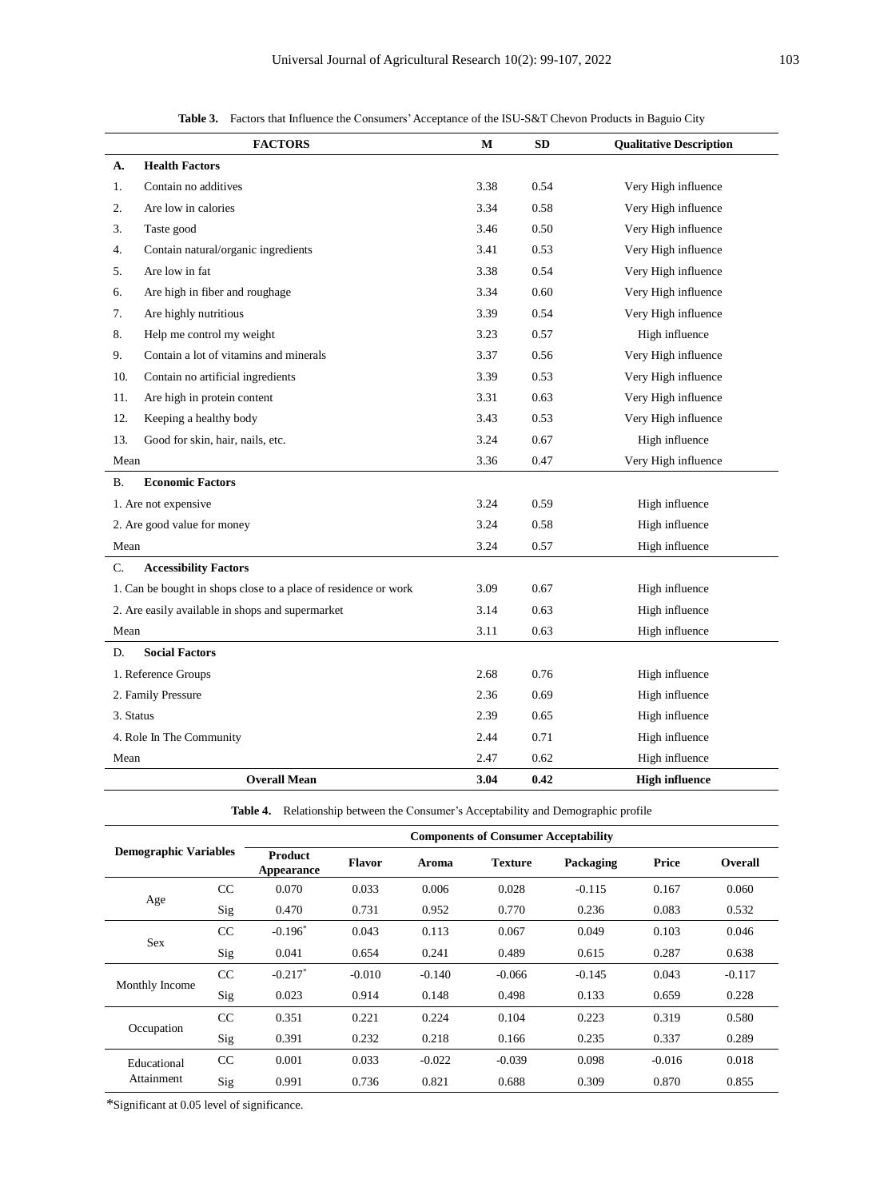**Table 3.** Factors that Influence the Consumers' Acceptance of the ISU-S&T Chevon Products in Baguio City

| FACTORS | M | SD | Qualitative Description |
|---|---|---|---|
| **A. Health Factors** | | | |
| 1. Contain no additives | 3.38 | 0.54 | Very High influence |
| 2. Are low in calories | 3.34 | 0.58 | Very High influence |
| 3. Taste good | 3.46 | 0.50 | Very High influence |
| 4. Contain natural/organic ingredients | 3.41 | 0.53 | Very High influence |
| 5. Are low in fat | 3.38 | 0.54 | Very High influence |
| 6. Are high in fiber and roughage | 3.34 | 0.60 | Very High influence |
| 7. Are highly nutritious | 3.39 | 0.54 | Very High influence |
| 8. Help me control my weight | 3.23 | 0.57 | High influence |
| 9. Contain a lot of vitamins and minerals | 3.37 | 0.56 | Very High influence |
| 10. Contain no artificial ingredients | 3.39 | 0.53 | Very High influence |
| 11. Are high in protein content | 3.31 | 0.63 | Very High influence |
| 12. Keeping a healthy body | 3.43 | 0.53 | Very High influence |
| 13. Good for skin, hair, nails, etc. | 3.24 | 0.67 | High influence |
| Mean | 3.36 | 0.47 | Very High influence |
| **B. Economic Factors** | | | |
| 1. Are not expensive | 3.24 | 0.59 | High influence |
| 2. Are good value for money | 3.24 | 0.58 | High influence |
| Mean | 3.24 | 0.57 | High influence |
| **C. Accessibility Factors** | | | |
| 1. Can be bought in shops close to a place of residence or work | 3.09 | 0.67 | High influence |
| 2. Are easily available in shops and supermarket | 3.14 | 0.63 | High influence |
| Mean | 3.11 | 0.63 | High influence |
| **D. Social Factors** | | | |
| 1. Reference Groups | 2.68 | 0.76 | High influence |
| 2. Family Pressure | 2.36 | 0.69 | High influence |
| 3. Status | 2.39 | 0.65 | High influence |
| 4. Role In The Community | 2.44 | 0.71 | High influence |
| Mean | 2.47 | 0.62 | High influence |
| **Overall Mean** | **3.04** | **0.42** | **High influence** |

**Table 4.** Relationship between the Consumer's Acceptability and Demographic profile

| Demographic Variables | | Components of Consumer Acceptability | | | | | | |
|---|---|---|---|---|---|---|---|---|
| | | Product Appearance | Flavor | Aroma | Texture | Packaging | Price | Overall |
| Age | CC | 0.070 | 0.033 | 0.006 | 0.028 | -0.115 | 0.167 | 0.060 |
| | Sig | 0.470 | 0.731 | 0.952 | 0.770 | 0.236 | 0.083 | 0.532 |
| Sex | CC | -0.196* | 0.043 | 0.113 | 0.067 | 0.049 | 0.103 | 0.046 |
| | Sig | 0.041 | 0.654 | 0.241 | 0.489 | 0.615 | 0.287 | 0.638 |
| Monthly Income | CC | -0.217* | -0.010 | -0.140 | -0.066 | -0.145 | 0.043 | -0.117 |
| | Sig | 0.023 | 0.914 | 0.148 | 0.498 | 0.133 | 0.659 | 0.228 |
| Occupation | CC | 0.351 | 0.221 | 0.224 | 0.104 | 0.223 | 0.319 | 0.580 |
| | Sig | 0.391 | 0.232 | 0.218 | 0.166 | 0.235 | 0.337 | 0.289 |
| Educational Attainment | CC | 0.001 | 0.033 | -0.022 | -0.039 | 0.098 | -0.016 | 0.018 |
| | Sig | 0.991 | 0.736 | 0.821 | 0.688 | 0.309 | 0.870 | 0.855 |

*Significant at 0.05 level of significance.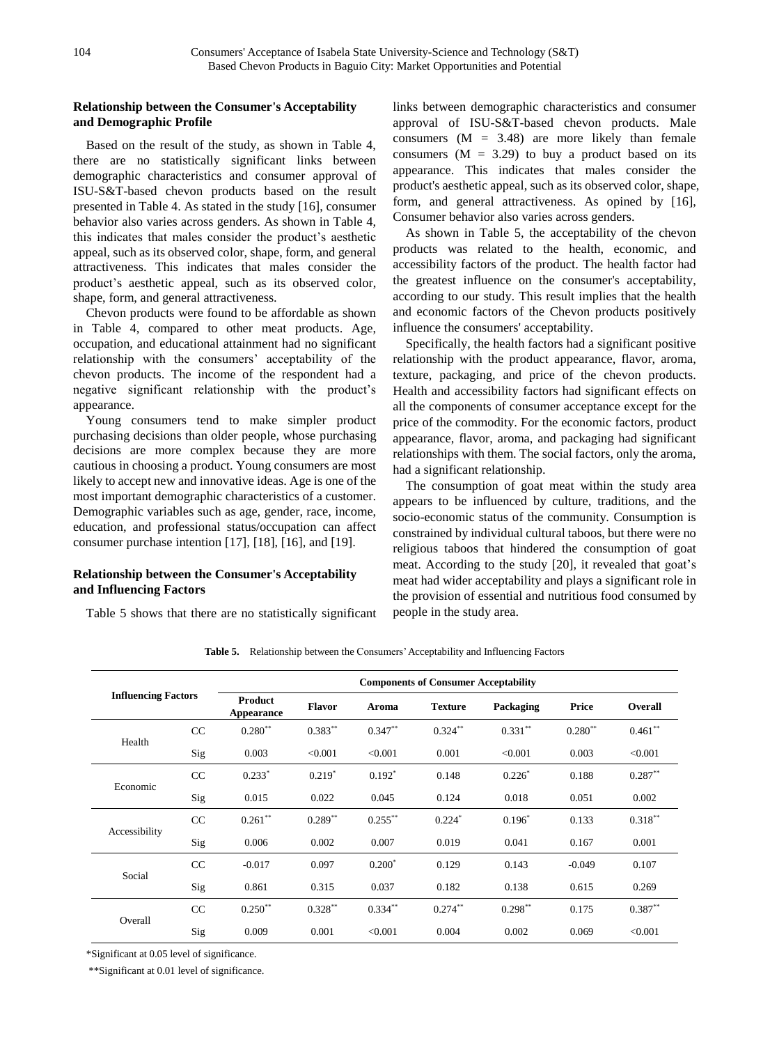### Relationship between the Consumer's Acceptability and Demographic Profile

Based on the result of the study, as shown in Table 4, there are no statistically significant links between demographic characteristics and consumer approval of ISU-S&T-based chevon products based on the result presented in Table 4. As stated in the study [16], consumer behavior also varies across genders. As shown in Table 4, this indicates that males consider the product's aesthetic appeal, such as its observed color, shape, form, and general attractiveness. This indicates that males consider the product's aesthetic appeal, such as its observed color, shape, form, and general attractiveness.

Chevon products were found to be affordable as shown in Table 4, compared to other meat products. Age, occupation, and educational attainment had no significant relationship with the consumers' acceptability of the chevon products. The income of the respondent had a negative significant relationship with the product's appearance.

Young consumers tend to make simpler product purchasing decisions than older people, whose purchasing decisions are more complex because they are more cautious in choosing a product. Young consumers are most likely to accept new and innovative ideas. Age is one of the most important demographic characteristics of a customer. Demographic variables such as age, gender, race, income, education, and professional status/occupation can affect consumer purchase intention [17], [18], [16], and [19].

### Relationship between the Consumer's Acceptability and Influencing Factors

Table 5 shows that there are no statistically significant links between demographic characteristics and consumer approval of ISU-S&T-based chevon products. Male consumers (M = 3.48) are more likely than female consumers (M = 3.29) to buy a product based on its appearance. This indicates that males consider the product's aesthetic appeal, such as its observed color, shape, form, and general attractiveness. As opined by [16], Consumer behavior also varies across genders.

As shown in Table 5, the acceptability of the chevon products was related to the health, economic, and accessibility factors of the product. The health factor had the greatest influence on the consumer's acceptability, according to our study. This result implies that the health and economic factors of the Chevon products positively influence the consumers' acceptability.

Specifically, the health factors had a significant positive relationship with the product appearance, flavor, aroma, texture, packaging, and price of the chevon products. Health and accessibility factors had significant effects on all the components of consumer acceptance except for the price of the commodity. For the economic factors, product appearance, flavor, aroma, and packaging had significant relationships with them. The social factors, only the aroma, had a significant relationship.

The consumption of goat meat within the study area appears to be influenced by culture, traditions, and the socio-economic status of the community. Consumption is constrained by individual cultural taboos, but there were no religious taboos that hindered the consumption of goat meat. According to the study [20], it revealed that goat's meat had wider acceptability and plays a significant role in the provision of essential and nutritious food consumed by people in the study area.

**Table 5.** Relationship between the Consumers' Acceptability and Influencing Factors

| Influencing Factors | | Components of Consumer Acceptability | | | | | | |
|---|---|---|---|---|---|---|---|---|
| | | Product Appearance | Flavor | Aroma | Texture | Packaging | Price | Overall |
| Health | CC | 0.280** | 0.383** | 0.347** | 0.324** | 0.331** | 0.280** | 0.461** |
| | Sig | 0.003 | <0.001 | <0.001 | 0.001 | <0.001 | 0.003 | <0.001 |
| Economic | CC | 0.233* | 0.219* | 0.192* | 0.148 | 0.226* | 0.188 | 0.287** |
| | Sig | 0.015 | 0.022 | 0.045 | 0.124 | 0.018 | 0.051 | 0.002 |
| Accessibility | CC | 0.261** | 0.289** | 0.255** | 0.224* | 0.196* | 0.133 | 0.318** |
| | Sig | 0.006 | 0.002 | 0.007 | 0.019 | 0.041 | 0.167 | 0.001 |
| Social | CC | -0.017 | 0.097 | 0.200* | 0.129 | 0.143 | -0.049 | 0.107 |
| | Sig | 0.861 | 0.315 | 0.037 | 0.182 | 0.138 | 0.615 | 0.269 |
| Overall | CC | 0.250** | 0.328** | 0.334** | 0.274** | 0.298** | 0.175 | 0.387** |
| | Sig | 0.009 | 0.001 | <0.001 | 0.004 | 0.002 | 0.069 | <0.001 |

*Significant at 0.05 level of significance.

**Significant at 0.01 level of significance.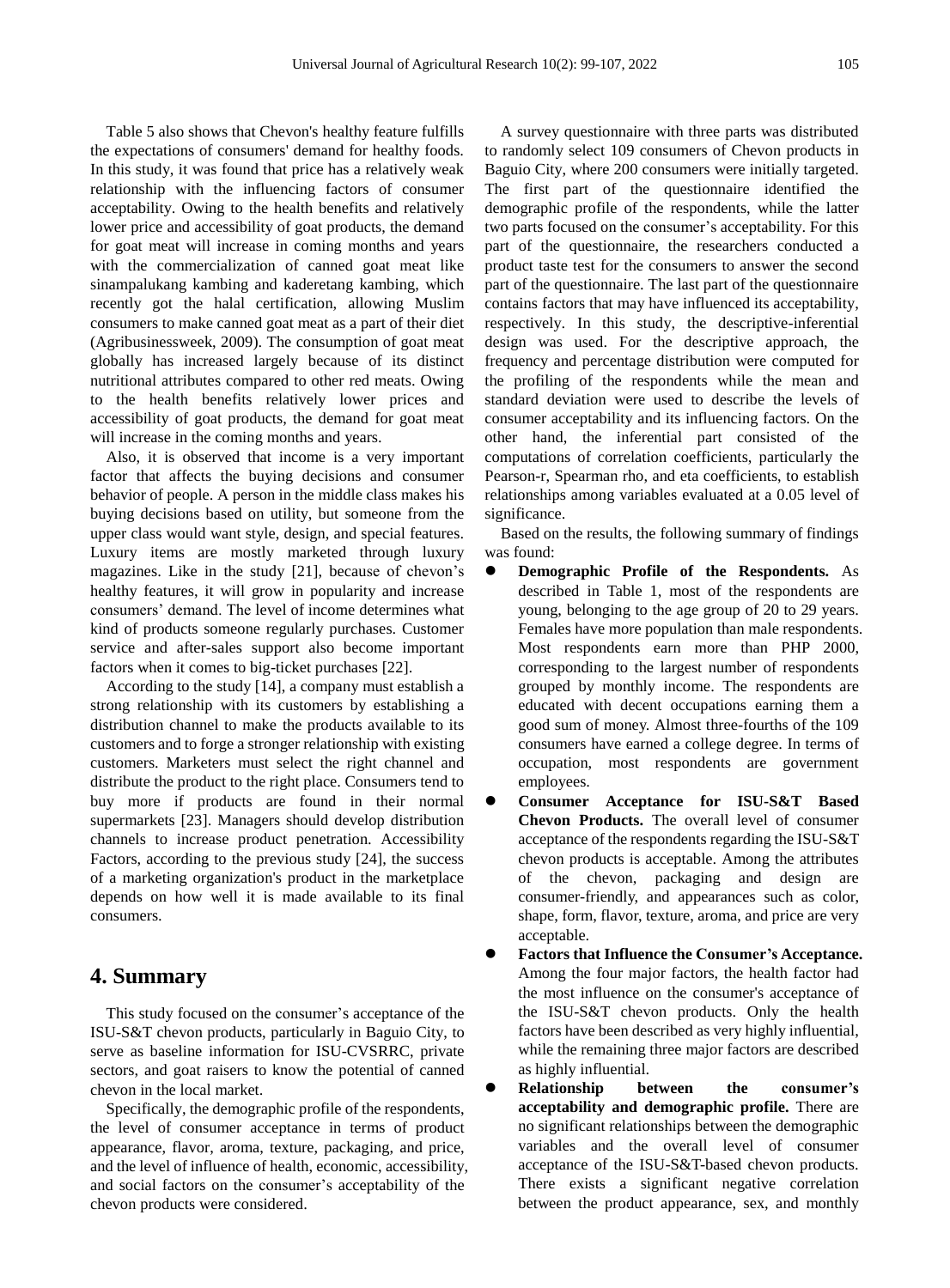Table 5 also shows that Chevon's healthy feature fulfills the expectations of consumers' demand for healthy foods. In this study, it was found that price has a relatively weak relationship with the influencing factors of consumer acceptability. Owing to the health benefits and relatively lower price and accessibility of goat products, the demand for goat meat will increase in coming months and years with the commercialization of canned goat meat like sinampalukang kambing and kaderetang kambing, which recently got the halal certification, allowing Muslim consumers to make canned goat meat as a part of their diet (Agribusinessweek, 2009). The consumption of goat meat globally has increased largely because of its distinct nutritional attributes compared to other red meats. Owing to the health benefits relatively lower prices and accessibility of goat products, the demand for goat meat will increase in the coming months and years.

Also, it is observed that income is a very important factor that affects the buying decisions and consumer behavior of people. A person in the middle class makes his buying decisions based on utility, but someone from the upper class would want style, design, and special features. Luxury items are mostly marketed through luxury magazines. Like in the study [21], because of chevon's healthy features, it will grow in popularity and increase consumers' demand. The level of income determines what kind of products someone regularly purchases. Customer service and after-sales support also become important factors when it comes to big-ticket purchases [22].

According to the study [14], a company must establish a strong relationship with its customers by establishing a distribution channel to make the products available to its customers and to forge a stronger relationship with existing customers. Marketers must select the right channel and distribute the product to the right place. Consumers tend to buy more if products are found in their normal supermarkets [23]. Managers should develop distribution channels to increase product penetration. Accessibility Factors, according to the previous study [24], the success of a marketing organization's product in the marketplace depends on how well it is made available to its final consumers.

## 4. Summary

This study focused on the consumer's acceptance of the ISU-S&T chevon products, particularly in Baguio City, to serve as baseline information for ISU-CVSRRC, private sectors, and goat raisers to know the potential of canned chevon in the local market.

Specifically, the demographic profile of the respondents, the level of consumer acceptance in terms of product appearance, flavor, aroma, texture, packaging, and price, and the level of influence of health, economic, accessibility, and social factors on the consumer's acceptability of the chevon products were considered.

A survey questionnaire with three parts was distributed to randomly select 109 consumers of Chevon products in Baguio City, where 200 consumers were initially targeted. The first part of the questionnaire identified the demographic profile of the respondents, while the latter two parts focused on the consumer's acceptability. For this part of the questionnaire, the researchers conducted a product taste test for the consumers to answer the second part of the questionnaire. The last part of the questionnaire contains factors that may have influenced its acceptability, respectively. In this study, the descriptive-inferential design was used. For the descriptive approach, the frequency and percentage distribution were computed for the profiling of the respondents while the mean and standard deviation were used to describe the levels of consumer acceptability and its influencing factors. On the other hand, the inferential part consisted of the computations of correlation coefficients, particularly the Pearson-r, Spearman rho, and eta coefficients, to establish relationships among variables evaluated at a 0.05 level of significance.

Based on the results, the following summary of findings was found:

- **Demographic Profile of the Respondents.** As described in Table 1, most of the respondents are young, belonging to the age group of 20 to 29 years. Females have more population than male respondents. Most respondents earn more than PHP 2000, corresponding to the largest number of respondents grouped by monthly income. The respondents are educated with decent occupations earning them a good sum of money. Almost three-fourths of the 109 consumers have earned a college degree. In terms of occupation, most respondents are government employees.
- **Consumer Acceptance for ISU-S&T Based Chevon Products.** The overall level of consumer acceptance of the respondents regarding the ISU-S&T chevon products is acceptable. Among the attributes of the chevon, packaging and design are consumer-friendly, and appearances such as color, shape, form, flavor, texture, aroma, and price are very acceptable.
- **Factors that Influence the Consumer's Acceptance.** Among the four major factors, the health factor had the most influence on the consumer's acceptance of the ISU-S&T chevon products. Only the health factors have been described as very highly influential, while the remaining three major factors are described as highly influential.
- **Relationship between the consumer's acceptability and demographic profile.** There are no significant relationships between the demographic variables and the overall level of consumer acceptance of the ISU-S&T-based chevon products. There exists a significant negative correlation between the product appearance, sex, and monthly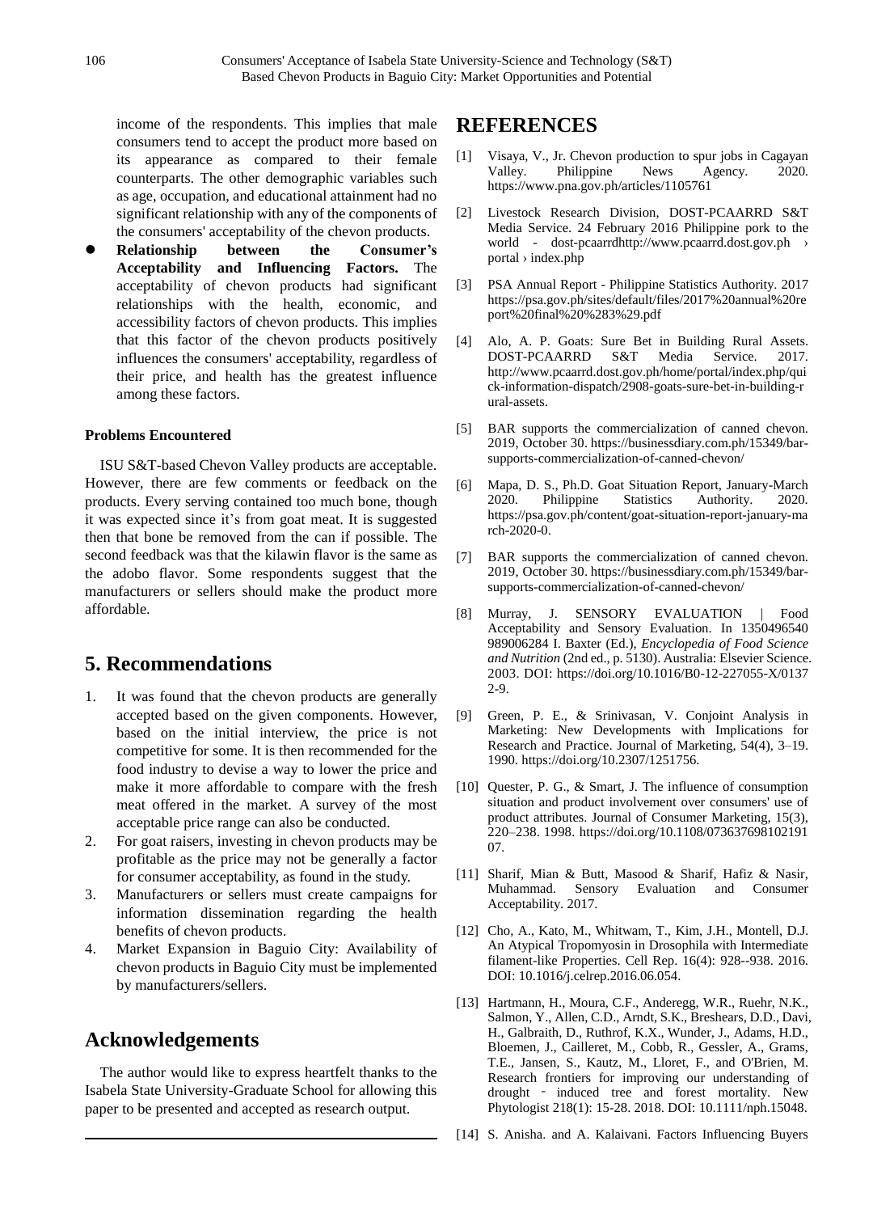income of the respondents. This implies that male consumers tend to accept the product more based on its appearance as compared to their female counterparts. The other demographic variables such as age, occupation, and educational attainment had no significant relationship with any of the components of the consumers' acceptability of the chevon products.

- **Relationship between the Consumer's Acceptability and Influencing Factors.** The acceptability of chevon products had significant relationships with the health, economic, and accessibility factors of chevon products. This implies that this factor of the chevon products positively influences the consumers' acceptability, regardless of their price, and health has the greatest influence among these factors.

#### Problems Encountered

ISU S&T-based Chevon Valley products are acceptable. However, there are few comments or feedback on the products. Every serving contained too much bone, though it was expected since it's from goat meat. It is suggested then that bone be removed from the can if possible. The second feedback was that the kilawin flavor is the same as the adobo flavor. Some respondents suggest that the manufacturers or sellers should make the product more affordable.

## 5. Recommendations

1. It was found that the chevon products are generally accepted based on the given components. However, based on the initial interview, the price is not competitive for some. It is then recommended for the food industry to devise a way to lower the price and make it more affordable to compare with the fresh meat offered in the market. A survey of the most acceptable price range can also be conducted.
2. For goat raisers, investing in chevon products may be profitable as the price may not be generally a factor for consumer acceptability, as found in the study.
3. Manufacturers or sellers must create campaigns for information dissemination regarding the health benefits of chevon products.
4. Market Expansion in Baguio City: Availability of chevon products in Baguio City must be implemented by manufacturers/sellers.

## Acknowledgements

The author would like to express heartfelt thanks to the Isabela State University-Graduate School for allowing this paper to be presented and accepted as research output.

## REFERENCES

[1] Visaya, V., Jr. Chevon production to spur jobs in Cagayan Valley. Philippine News Agency. 2020. https://www.pna.gov.ph/articles/1105761

[2] Livestock Research Division, DOST-PCAARRD S&T Media Service. 24 February 2016 Philippine pork to the world - dost-pcaarrdhttp://www.pcaarrd.dost.gov.ph › portal › index.php

[3] PSA Annual Report - Philippine Statistics Authority. 2017 https://psa.gov.ph/sites/default/files/2017%20annual%20report%20final%20%283%29.pdf

[4] Alo, A. P. Goats: Sure Bet in Building Rural Assets. DOST-PCAARRD S&T Media Service. 2017. http://www.pcaarrd.dost.gov.ph/home/portal/index.php/quick-information-dispatch/2908-goats-sure-bet-in-building-rural-assets.

[5] BAR supports the commercialization of canned chevon. 2019, October 30. https://businessdiary.com.ph/15349/bar-supports-commercialization-of-canned-chevon/

[6] Mapa, D. S., Ph.D. Goat Situation Report, January-March 2020. Philippine Statistics Authority. 2020. https://psa.gov.ph/content/goat-situation-report-january-march-2020-0.

[7] BAR supports the commercialization of canned chevon. 2019, October 30. https://businessdiary.com.ph/15349/bar-supports-commercialization-of-canned-chevon/

[8] Murray, J. SENSORY EVALUATION | Food Acceptability and Sensory Evaluation. In 1350496540 989006284 I. Baxter (Ed.), *Encyclopedia of Food Science and Nutrition* (2nd ed., p. 5130). Australia: Elsevier Science. 2003. DOI: https://doi.org/10.1016/B0-12-227055-X/01372-9.

[9] Green, P. E., & Srinivasan, V. Conjoint Analysis in Marketing: New Developments with Implications for Research and Practice. Journal of Marketing, 54(4), 3–19. 1990. https://doi.org/10.2307/1251756.

[10] Quester, P. G., & Smart, J. The influence of consumption situation and product involvement over consumers' use of product attributes. Journal of Consumer Marketing, 15(3), 220–238. 1998. https://doi.org/10.1108/07363769810219107.

[11] Sharif, Mian & Butt, Masood & Sharif, Hafiz & Nasir, Muhammad. Sensory Evaluation and Consumer Acceptability. 2017.

[12] Cho, A., Kato, M., Whitwam, T., Kim, J.H., Montell, D.J. An Atypical Tropomyosin in Drosophila with Intermediate filament-like Properties. Cell Rep. 16(4): 928--938. 2016. DOI: 10.1016/j.celrep.2016.06.054.

[13] Hartmann, H., Moura, C.F., Anderegg, W.R., Ruehr, N.K., Salmon, Y., Allen, C.D., Arndt, S.K., Breshears, D.D., Davi, H., Galbraith, D., Ruthrof, K.X., Wunder, J., Adams, H.D., Bloemen, J., Cailleret, M., Cobb, R., Gessler, A., Grams, T.E., Jansen, S., Kautz, M., Lloret, F., and O'Brien, M. Research frontiers for improving our understanding of drought ‐ induced tree and forest mortality. New Phytologist 218(1): 15-28. 2018. DOI: 10.1111/nph.15048.

[14] S. Anisha. and A. Kalaivani. Factors Influencing Buyers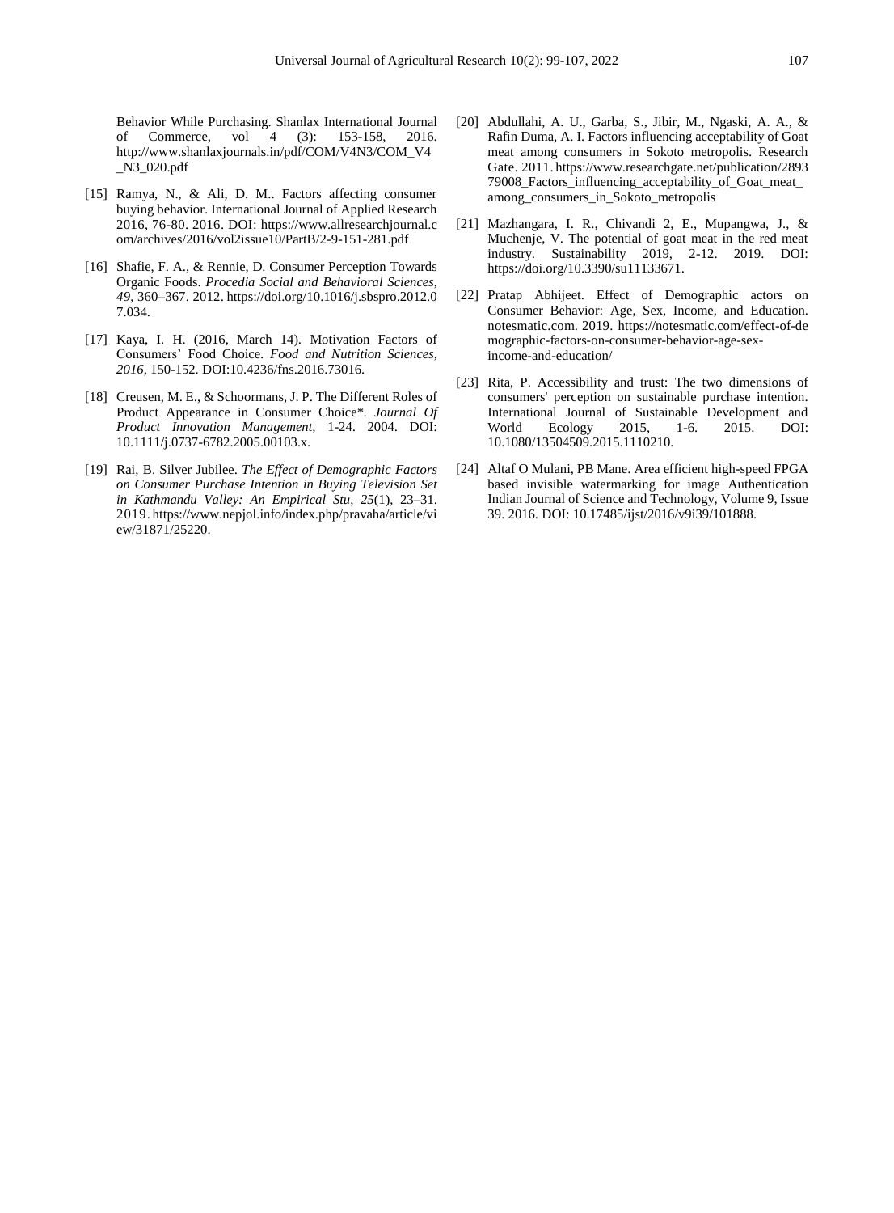Behavior While Purchasing. Shanlax International Journal of Commerce, vol 4 (3): 153-158, 2016. http://www.shanlaxjournals.in/pdf/COM/V4N3/COM_V4_N3_020.pdf

[15] Ramya, N., & Ali, D. M.. Factors affecting consumer buying behavior. International Journal of Applied Research 2016, 76-80. 2016. DOI: https://www.allresearchjournal.com/archives/2016/vol2issue10/PartB/2-9-151-281.pdf

[16] Shafie, F. A., & Rennie, D. Consumer Perception Towards Organic Foods. *Procedia Social and Behavioral Sciences, 49*, 360–367. 2012. https://doi.org/10.1016/j.sbspro.2012.07.034.

[17] Kaya, I. H. (2016, March 14). Motivation Factors of Consumers' Food Choice. *Food and Nutrition Sciences, 2016*, 150-152. DOI:10.4236/fns.2016.73016.

[18] Creusen, M. E., & Schoormans, J. P. The Different Roles of Product Appearance in Consumer Choice*. *Journal Of Product Innovation Management*, 1-24. 2004. DOI: 10.1111/j.0737-6782.2005.00103.x.

[19] Rai, B. Silver Jubilee. *The Effect of Demographic Factors on Consumer Purchase Intention in Buying Television Set in Kathmandu Valley: An Empirical Stu*, *25*(1), 23–31. 2019. https://www.nepjol.info/index.php/pravaha/article/view/31871/25220.

[20] Abdullahi, A. U., Garba, S., Jibir, M., Ngaski, A. A., & Rafin Duma, A. I. Factors influencing acceptability of Goat meat among consumers in Sokoto metropolis. Research Gate. 2011. https://www.researchgate.net/publication/289379008_Factors_influencing_acceptability_of_Goat_meat_among_consumers_in_Sokoto_metropolis

[21] Mazhangara, I. R., Chivandi 2, E., Mupangwa, J., & Muchenje, V. The potential of goat meat in the red meat industry. Sustainability 2019, 2-12. 2019. DOI: https://doi.org/10.3390/su11133671.

[22] Pratap Abhijeet. Effect of Demographic actors on Consumer Behavior: Age, Sex, Income, and Education. notesmatic.com. 2019. https://notesmatic.com/effect-of-demographic-factors-on-consumer-behavior-age-sex-income-and-education/

[23] Rita, P. Accessibility and trust: The two dimensions of consumers' perception on sustainable purchase intention. International Journal of Sustainable Development and World Ecology 2015, 1-6. 2015. DOI: 10.1080/13504509.2015.1110210.

[24] Altaf O Mulani, PB Mane. Area efficient high-speed FPGA based invisible watermarking for image Authentication Indian Journal of Science and Technology, Volume 9, Issue 39. 2016. DOI: 10.17485/ijst/2016/v9i39/101888.